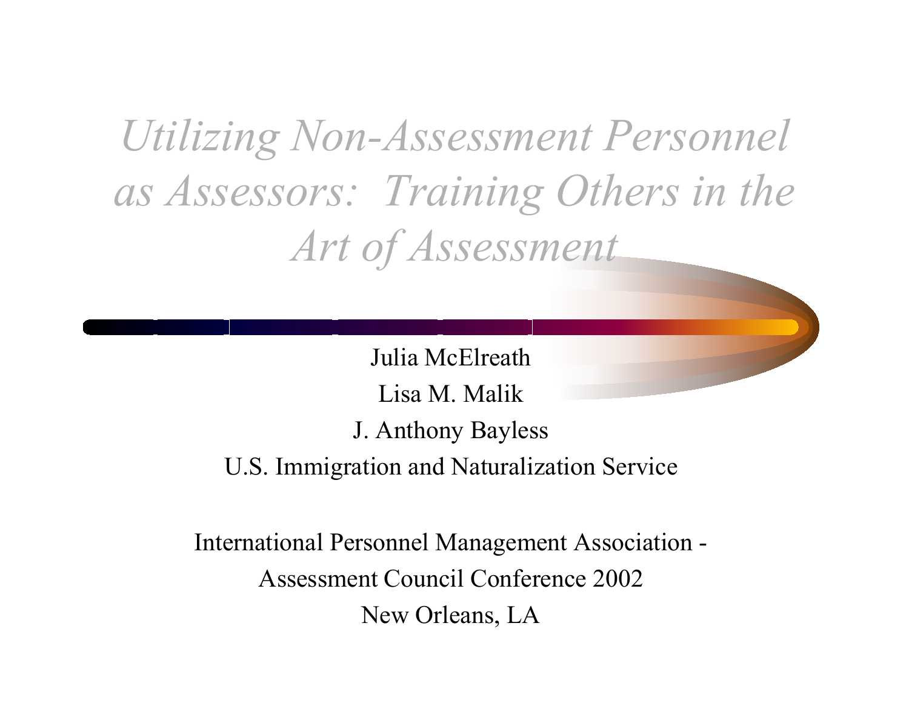# *Utilizing Non-Assessment Personnel as Assessors: Training Others in the Art of Assessment*

Julia McElreath

Lisa M. Malik

J. Anthony Bayless

U.S. Immigration and Naturalization Service

International Personnel Management Association - Assessment Council Conference 2002

New Orleans, LA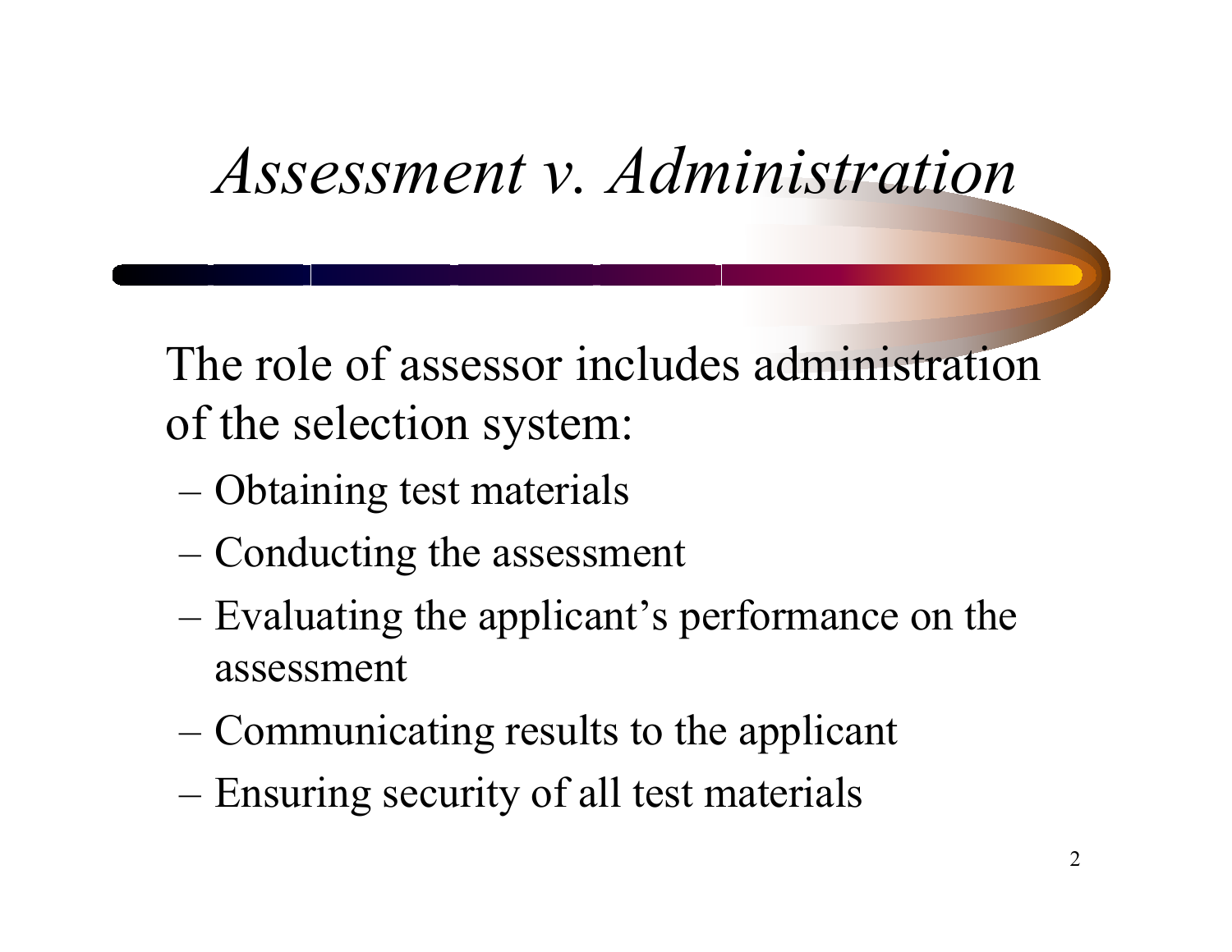# *Assessment v. Administration*

The role of assessor includes administration of the selection system:

- Obtaining test materials
- Conducting the assessment
- Evaluating the applicant's performance on the assessment
- Communicating results to the applicant
- Ensuring security of all test materials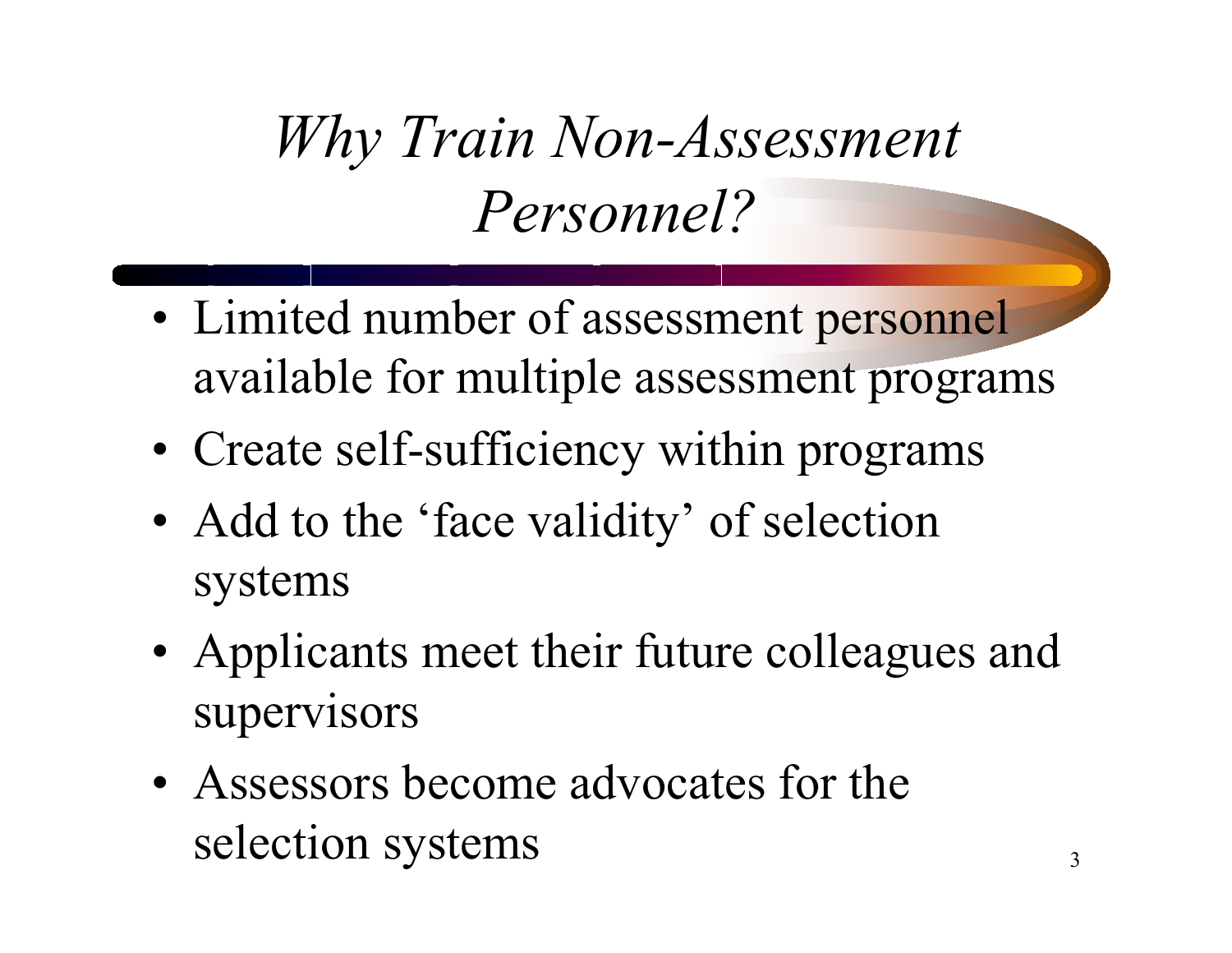# *Why Train Non-Assessment Personnel?*

- Limited number of assessment personnel available for multiple assessment programs
- Create self-sufficiency within programs
- Add to the 'face validity' of selection systems
- Applicants meet their future colleagues and supervisors
- Assessors become advocates for the selection systems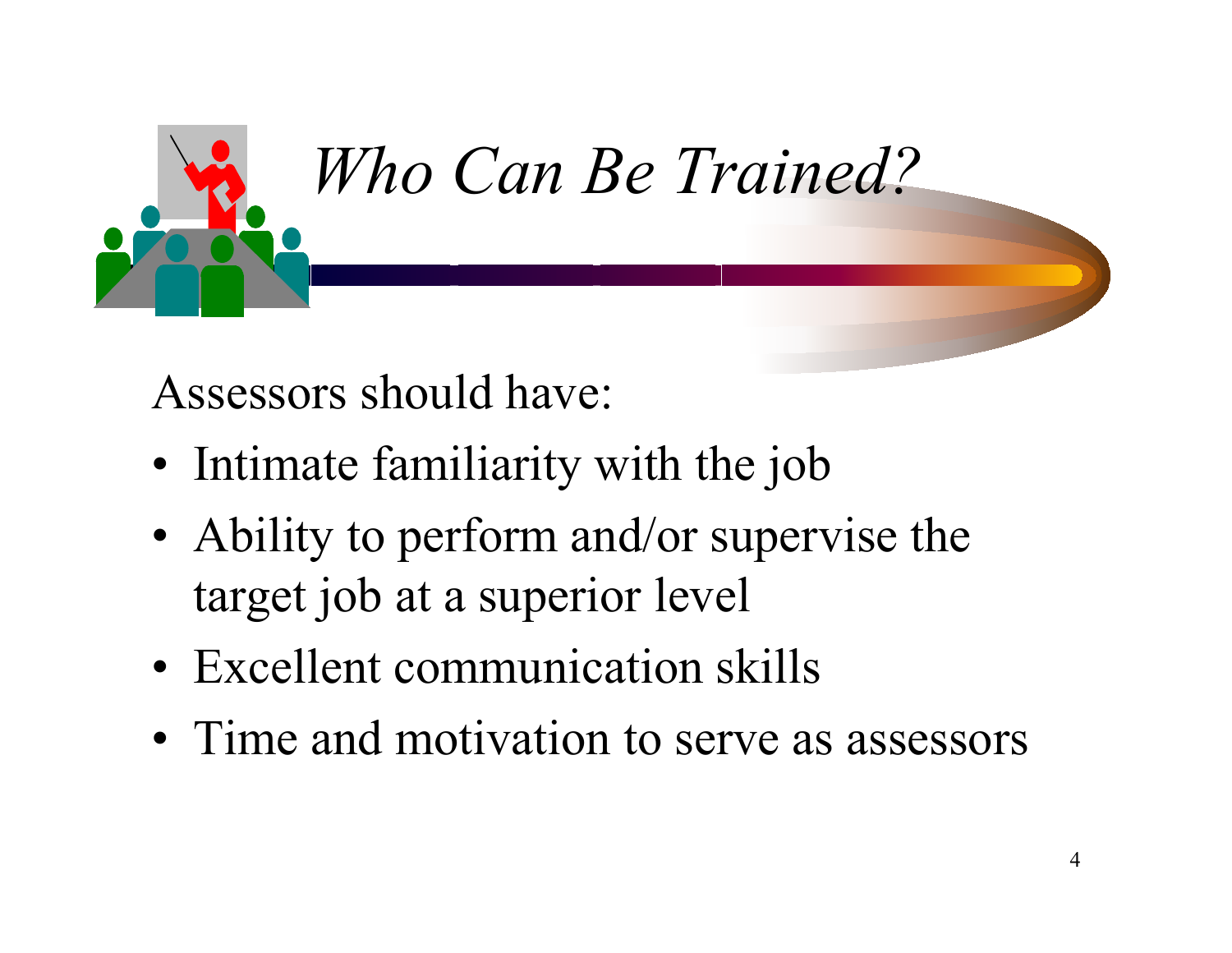# *Who Can Be Trained?*

Assessors should have:

- Intimate familiarity with the job
- Ability to perform and/or supervise the target job at a superior level
- Excellent communication skills
- Time and motivation to serve as assessors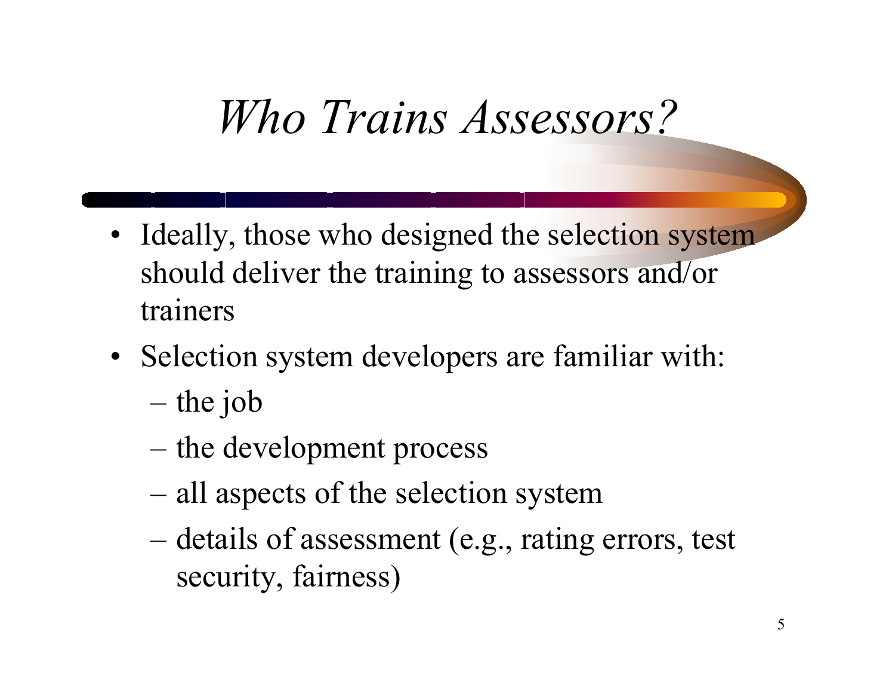# *Who Trains Assessors?*

- Ideally, those who designed the selection system should deliver the training to assessors and/or trainers
- Selection system developers are familiar with:
  - the job
  - the development process
  - all aspects of the selection system
  - details of assessment (e.g., rating errors, test security, fairness)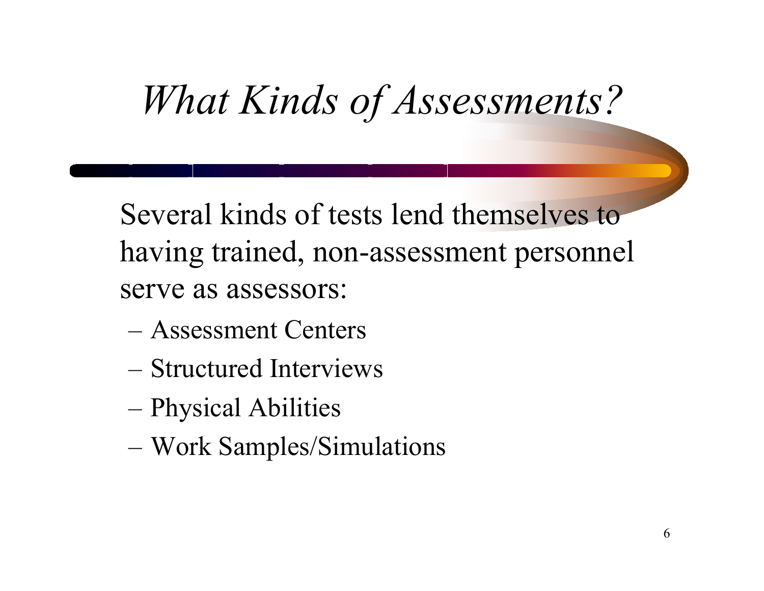# *What Kinds of Assessments?*

Several kinds of tests lend themselves to having trained, non-assessment personnel serve as assessors:

- Assessment Centers
- Structured Interviews
- Physical Abilities
- Work Samples/Simulations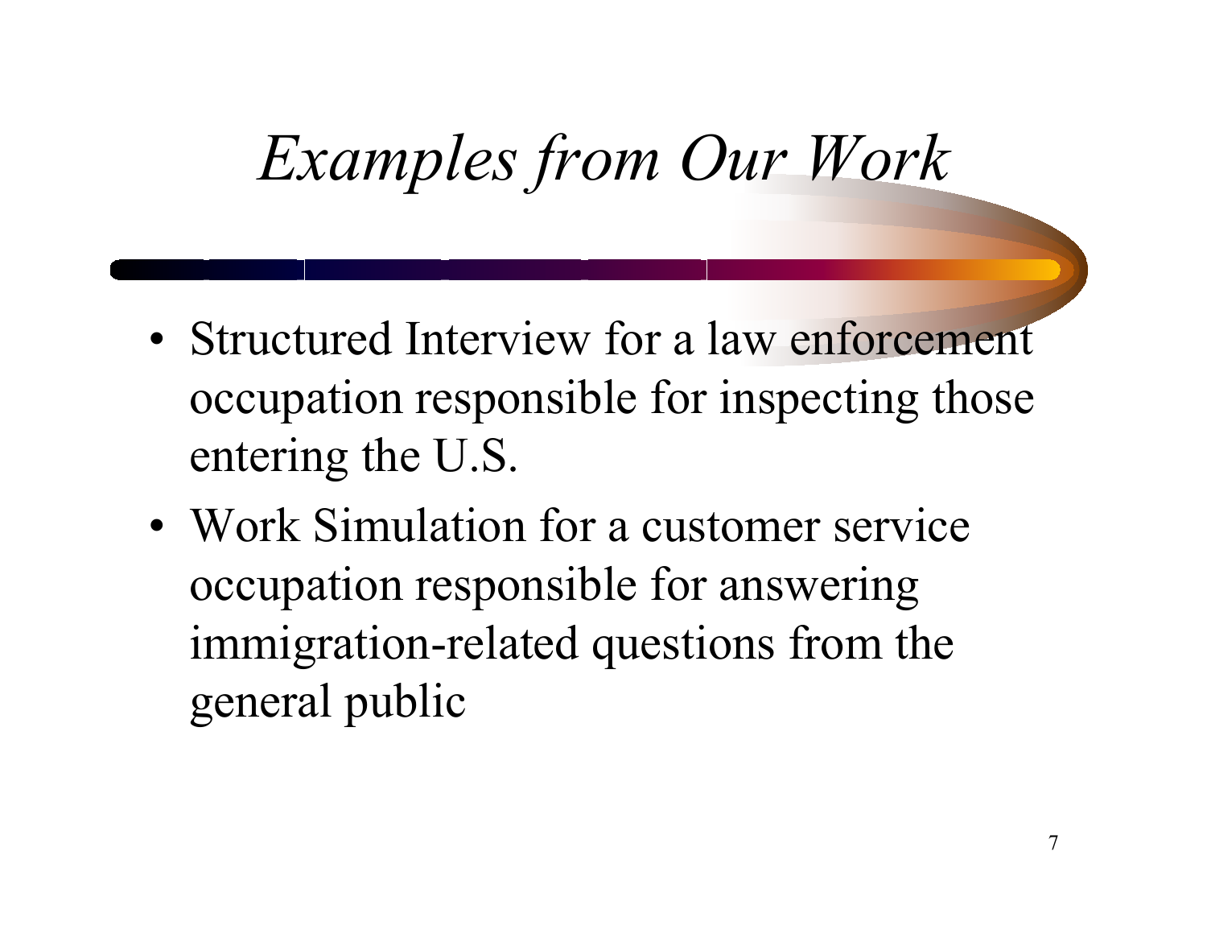# *Examples from Our Work*

- Structured Interview for a law enforcement occupation responsible for inspecting those entering the U.S.
- Work Simulation for a customer service occupation responsible for answering immigration-related questions from the general public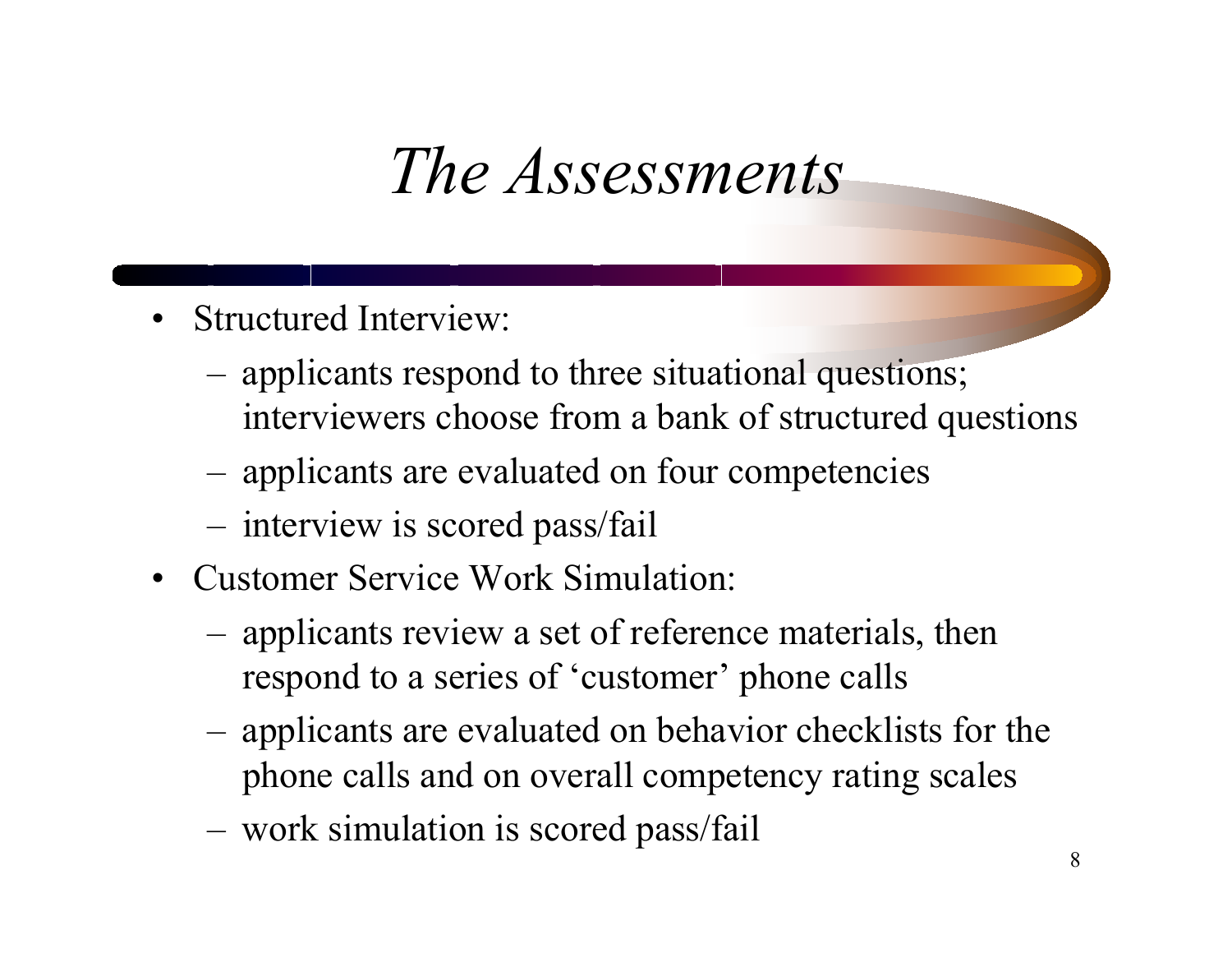# *The Assessments*

- Structured Interview:
  - applicants respond to three situational questions; interviewers choose from a bank of structured questions
  - applicants are evaluated on four competencies
  - interview is scored pass/fail
- Customer Service Work Simulation:
  - applicants review a set of reference materials, then respond to a series of 'customer' phone calls
  - applicants are evaluated on behavior checklists for the phone calls and on overall competency rating scales
  - work simulation is scored pass/fail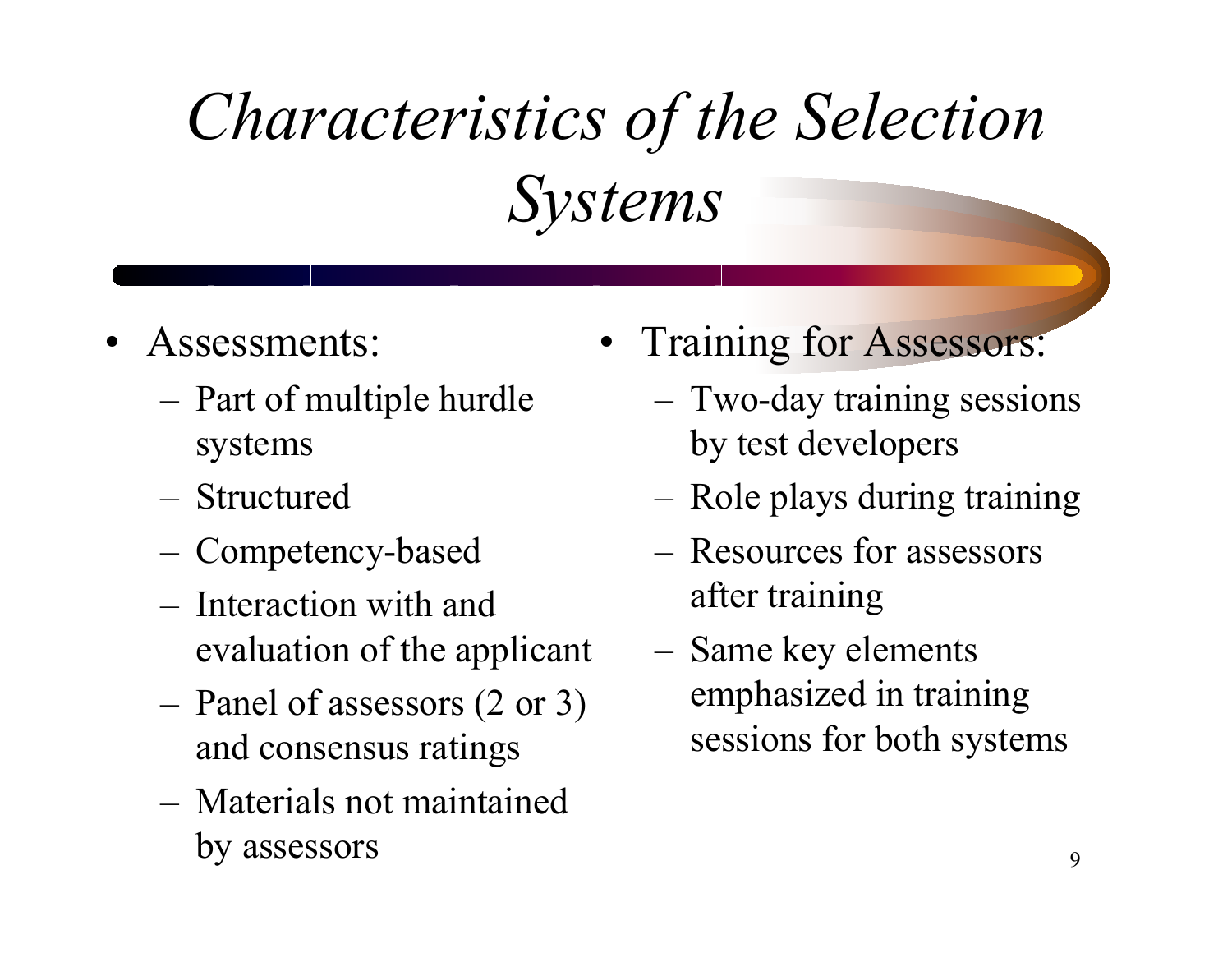# *Characteristics of the Selection Systems*

- Assessments:
  - Part of multiple hurdle systems
  - Structured
  - Competency-based
  - Interaction with and evaluation of the applicant
  - Panel of assessors (2 or 3) and consensus ratings
  - Materials not maintained by assessors
- Training for Assessors:
  - Two-day training sessions by test developers
  - Role plays during training
  - Resources for assessors after training
  - Same key elements emphasized in training sessions for both systems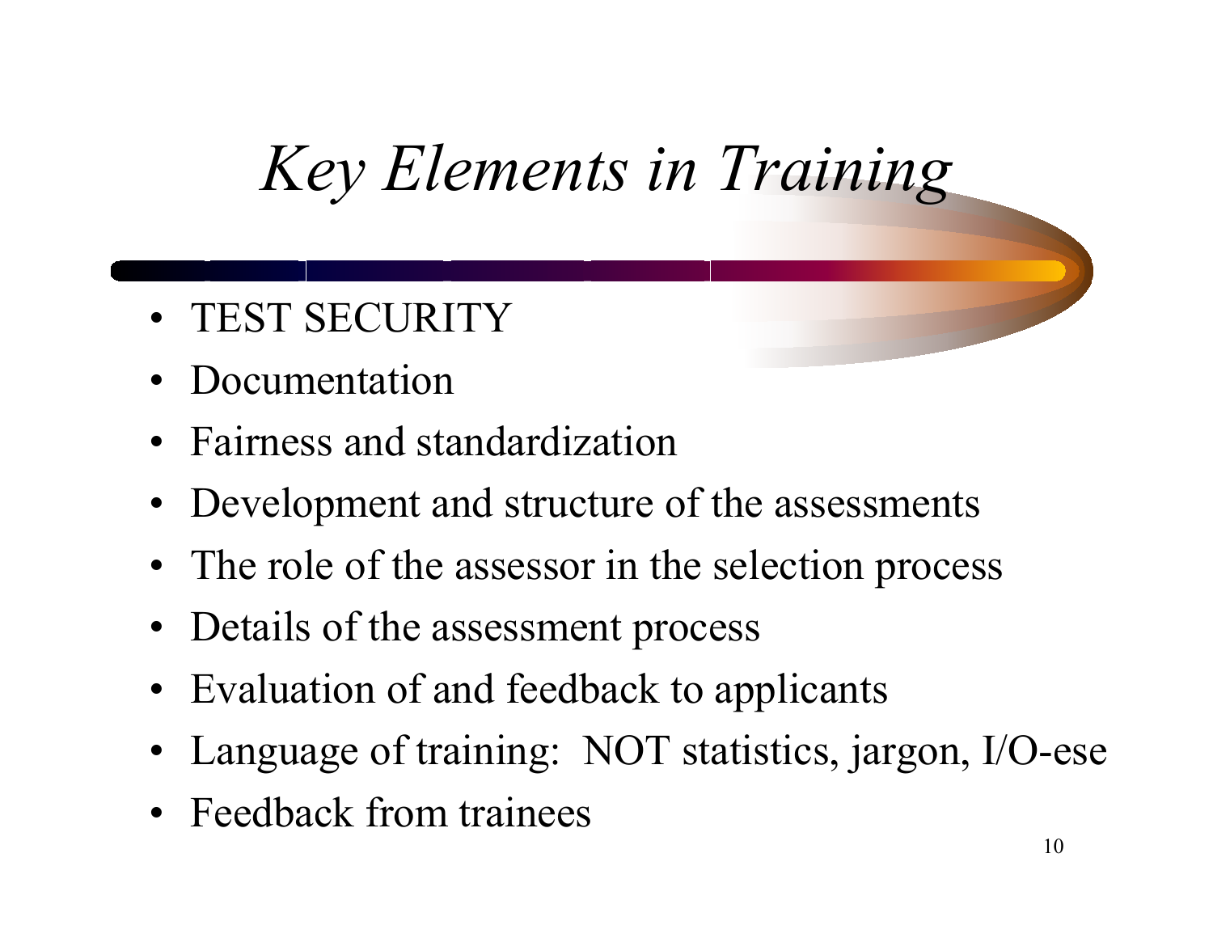# *Key Elements in Training*

- TEST SECURITY
- Documentation
- Fairness and standardization
- Development and structure of the assessments
- The role of the assessor in the selection process
- Details of the assessment process
- Evaluation of and feedback to applicants
- Language of training: NOT statistics, jargon, I/O-ese
- Feedback from trainees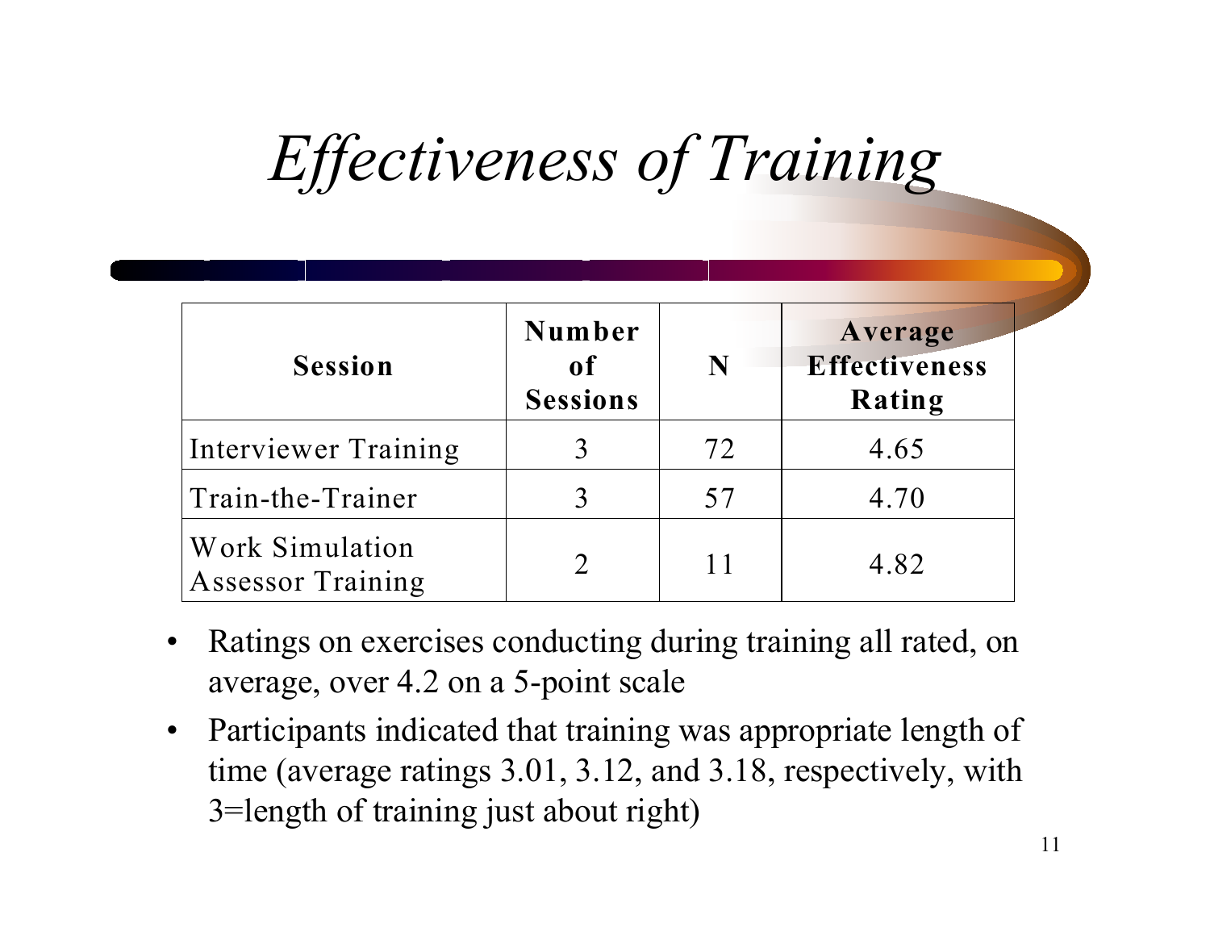# *Effectiveness of Training*

| Session | Number of Sessions | N | Average Effectiveness Rating |
|---|---|---|---|
| Interviewer Training | 3 | 72 | 4.65 |
| Train-the-Trainer | 3 | 57 | 4.70 |
| Work Simulation Assessor Training | 2 | 11 | 4.82 |

- Ratings on exercises conducting during training all rated, on average, over 4.2 on a 5-point scale
- Participants indicated that training was appropriate length of time (average ratings 3.01, 3.12, and 3.18, respectively, with 3=length of training just about right)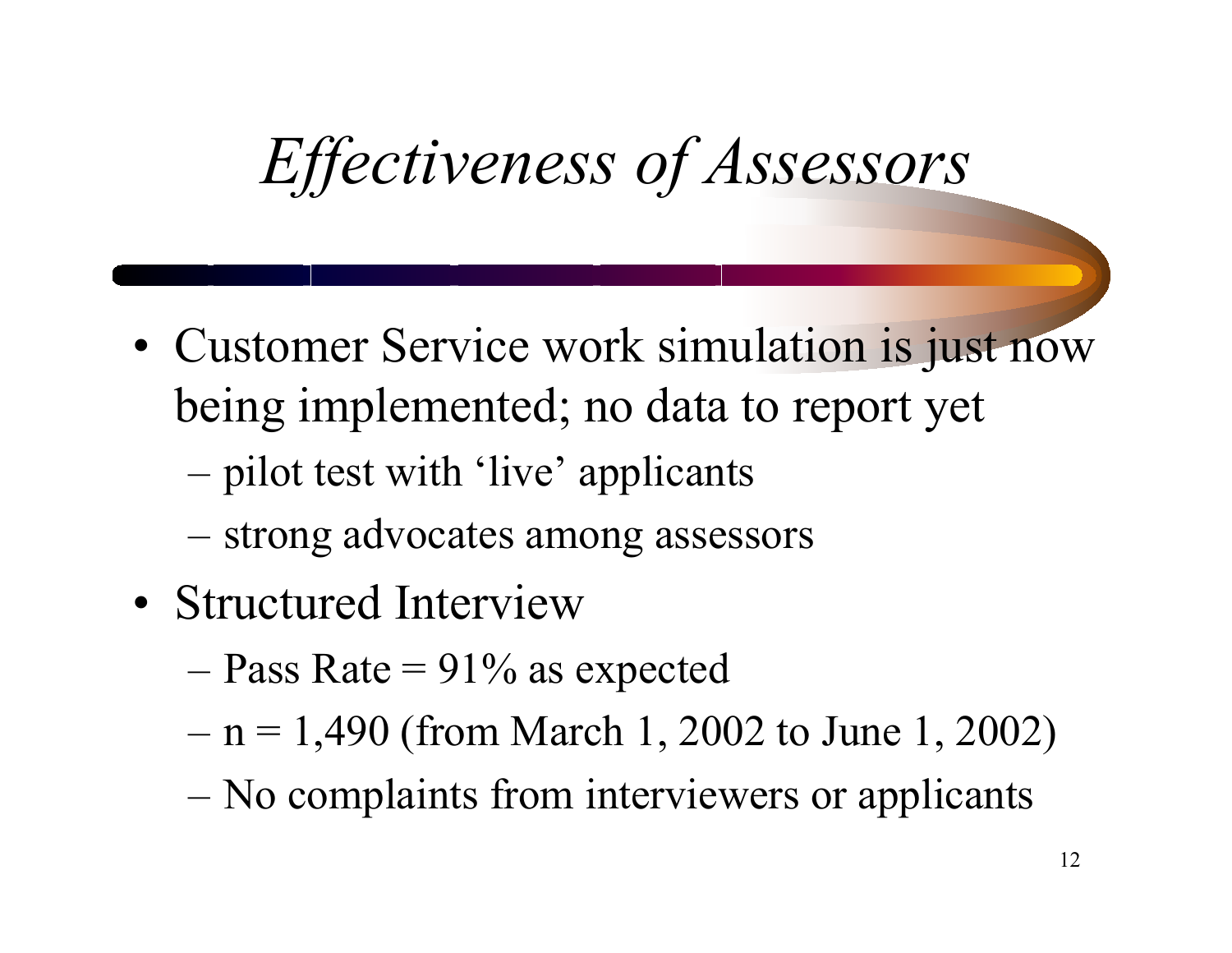# *Effectiveness of Assessors*

- Customer Service work simulation is just now being implemented; no data to report yet
  - pilot test with 'live' applicants
  - strong advocates among assessors
- Structured Interview
  - Pass Rate = 91% as expected
  - n = 1,490 (from March 1, 2002 to June 1, 2002)
  - No complaints from interviewers or applicants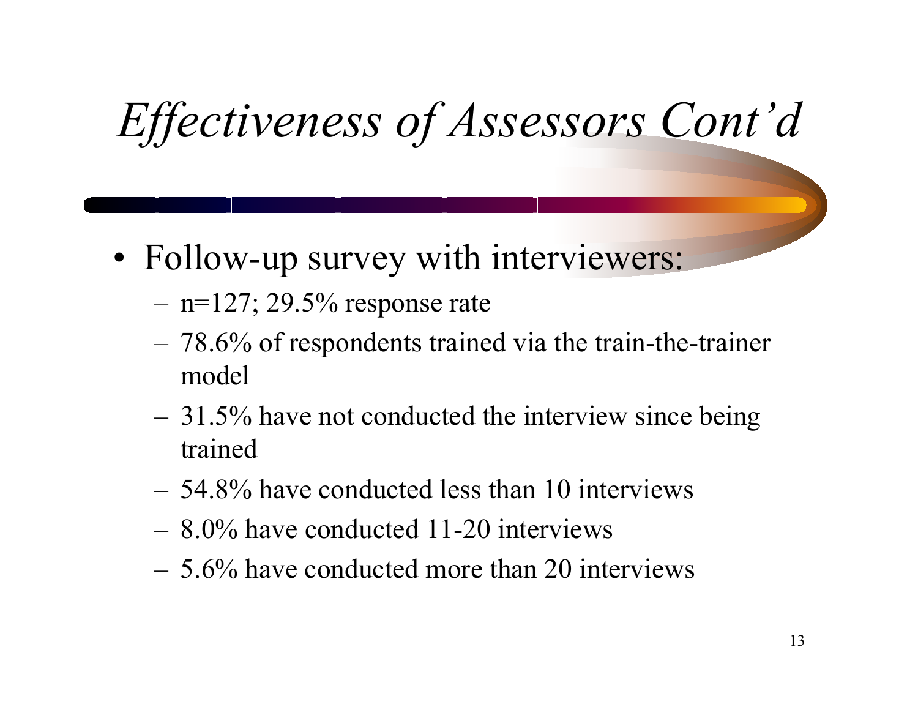# *Effectiveness of Assessors Cont'd*

- Follow-up survey with interviewers:
  - n=127; 29.5% response rate
  - 78.6% of respondents trained via the train-the-trainer model
  - 31.5% have not conducted the interview since being trained
  - 54.8% have conducted less than 10 interviews
  - 8.0% have conducted 11-20 interviews
  - 5.6% have conducted more than 20 interviews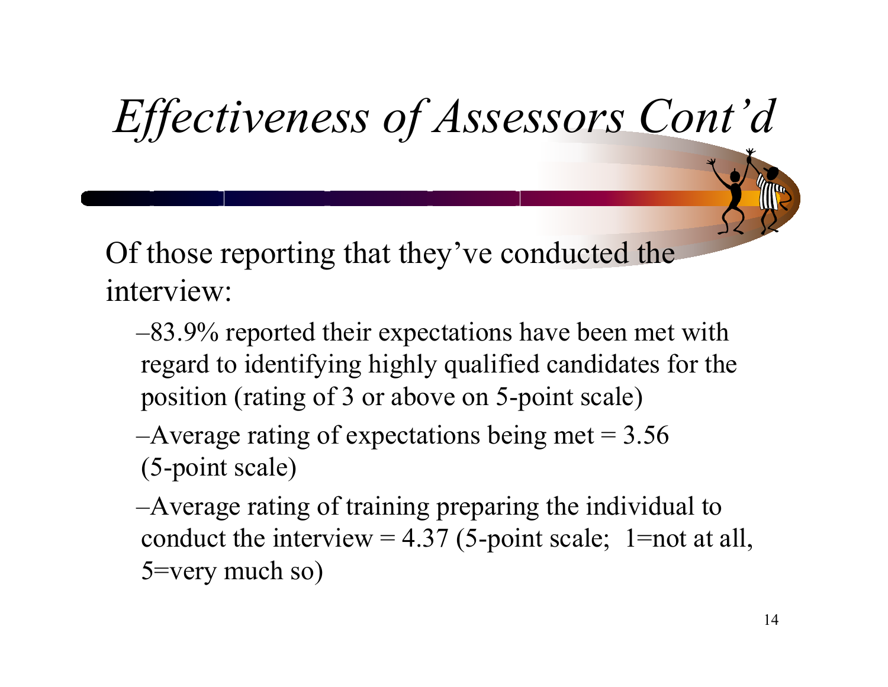# *Effectiveness of Assessors Cont'd*

Of those reporting that they've conducted the interview:

- 83.9% reported their expectations have been met with regard to identifying highly qualified candidates for the position (rating of 3 or above on 5-point scale)
- Average rating of expectations being met = 3.56 (5-point scale)
- Average rating of training preparing the individual to conduct the interview = 4.37 (5-point scale; 1=not at all, 5=very much so)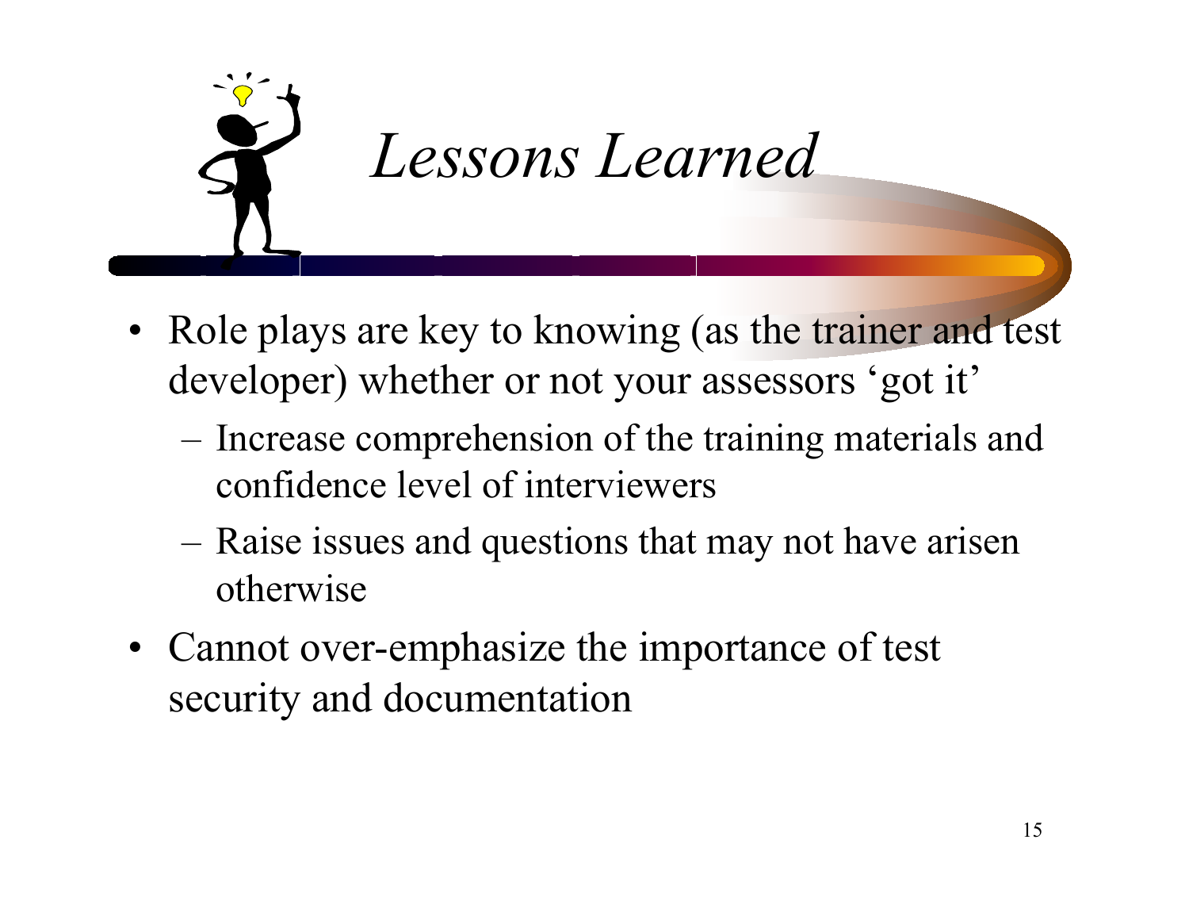# *Lessons Learned*

- Role plays are key to knowing (as the trainer and test developer) whether or not your assessors 'got it'
  - Increase comprehension of the training materials and confidence level of interviewers
  - Raise issues and questions that may not have arisen otherwise
- Cannot over-emphasize the importance of test security and documentation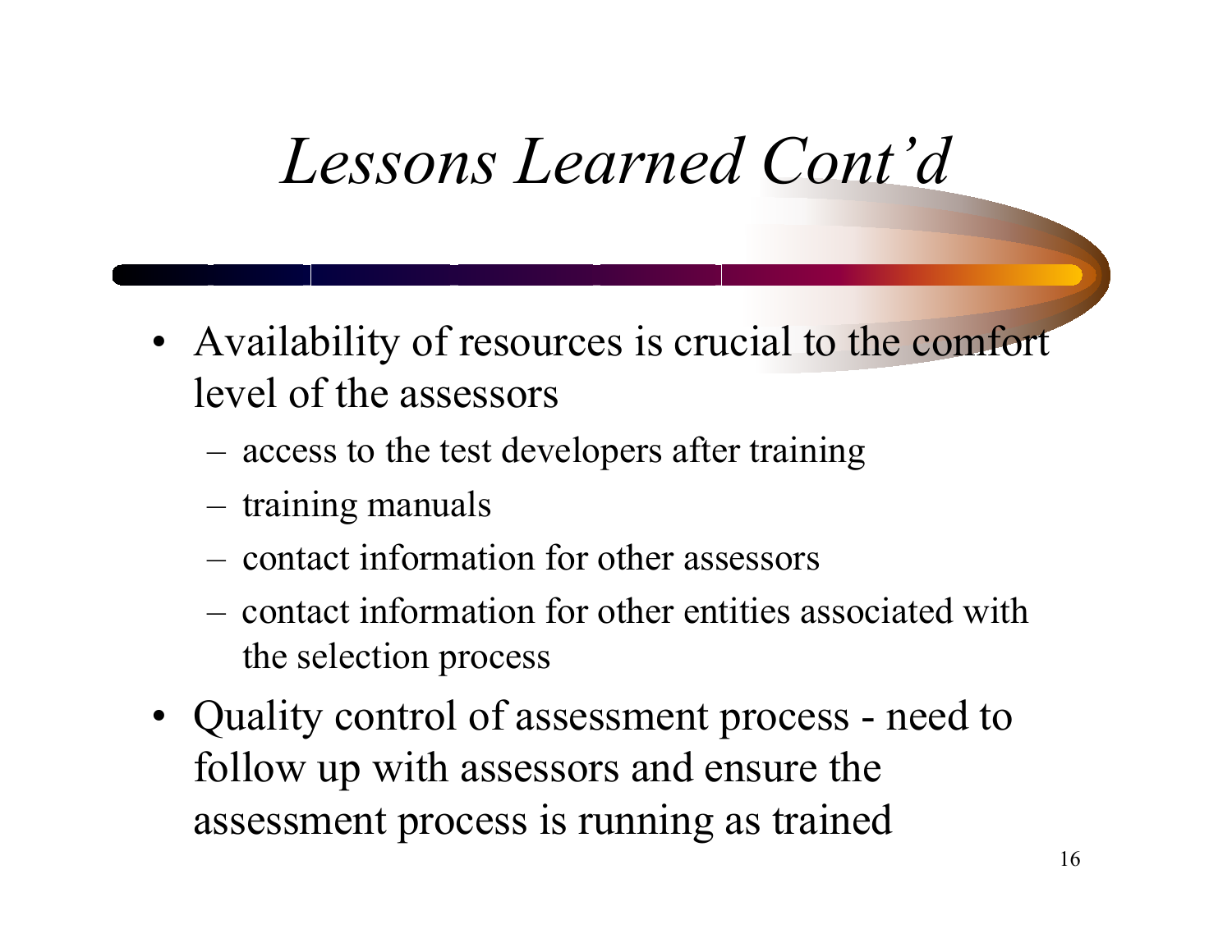# *Lessons Learned Cont'd*

- Availability of resources is crucial to the comfort level of the assessors
  - access to the test developers after training
  - training manuals
  - contact information for other assessors
  - contact information for other entities associated with the selection process
- Quality control of assessment process - need to follow up with assessors and ensure the assessment process is running as trained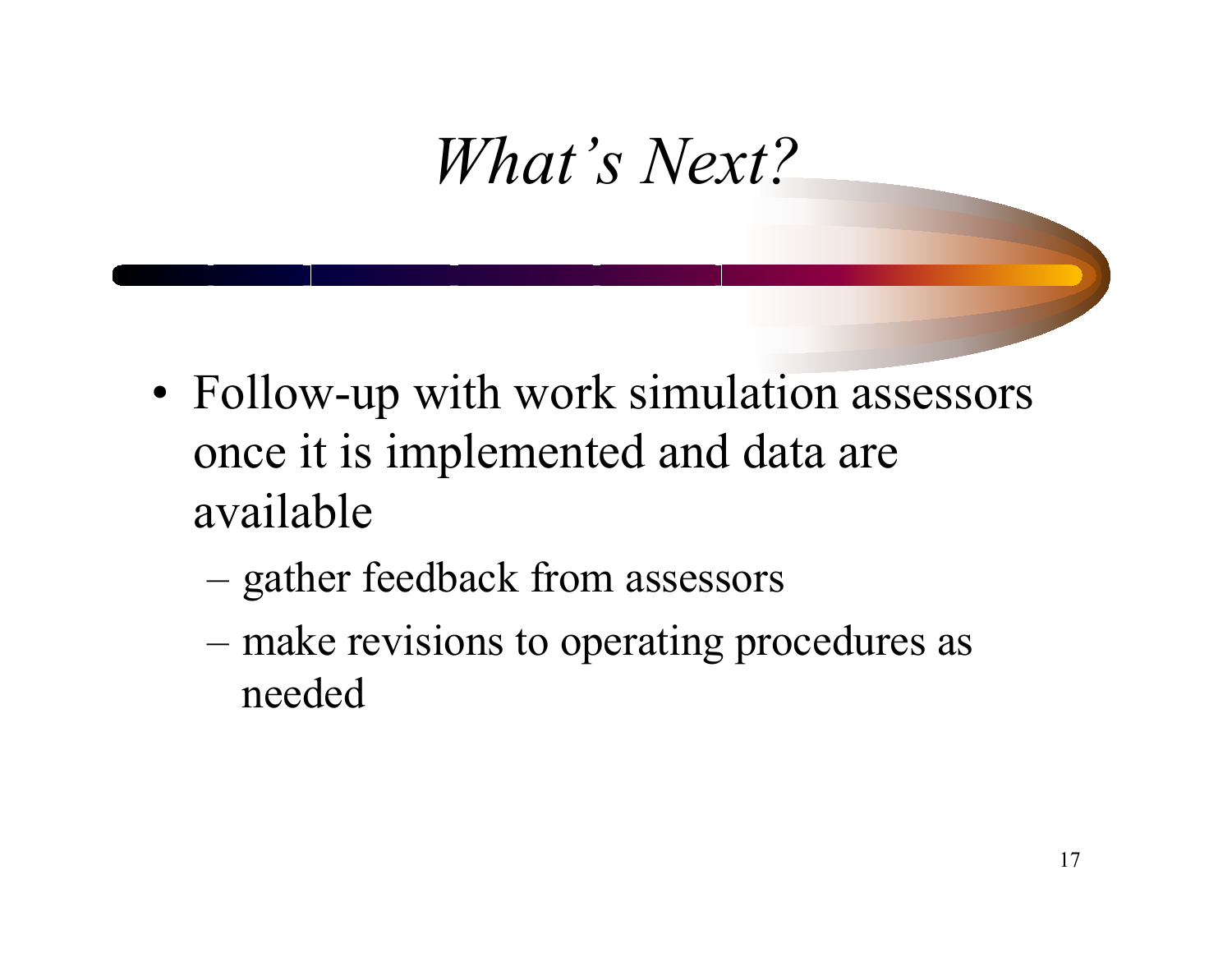# *What's Next?*

- Follow-up with work simulation assessors once it is implemented and data are available
  - gather feedback from assessors
  - make revisions to operating procedures as needed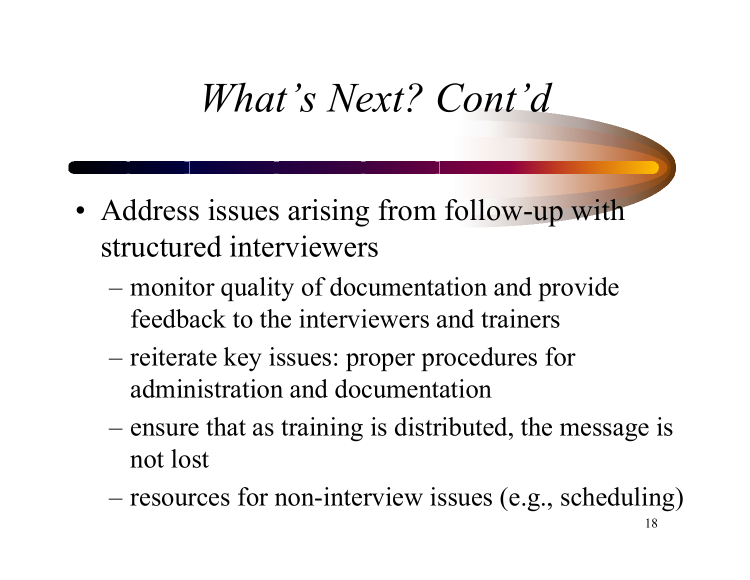# *What's Next? Cont'd*

- Address issues arising from follow-up with structured interviewers
  - monitor quality of documentation and provide feedback to the interviewers and trainers
  - reiterate key issues: proper procedures for administration and documentation
  - ensure that as training is distributed, the message is not lost
  - resources for non-interview issues (e.g., scheduling)